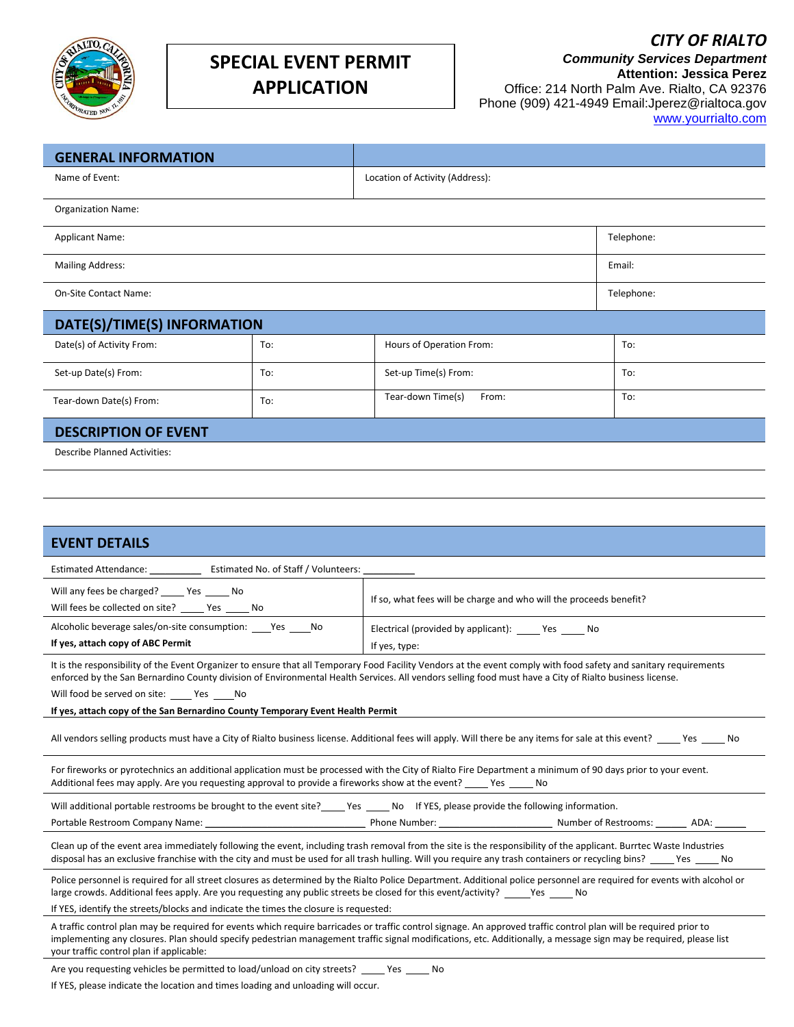# SPECIAL EVENT PERMIT APPLICATION

***CITY OF RIALTO***
***Community Services Department***
**Attention: Jessica Perez**
Office: 214 North Palm Ave. Rialto, CA 92376
Phone (909) 421-4949 Email:Jperez@rialtoca.gov
www.yourrialto.com

## GENERAL INFORMATION

| Name of Event: | Location of Activity (Address): |
|---|---|
| Organization Name: | |

| | |
|---|---|
| Applicant Name: | Telephone: |
| Mailing Address: | Email: |
| On-Site Contact Name: | Telephone: |

## DATE(S)/TIME(S) INFORMATION

| | | | |
|---|---|---|---|
| Date(s) of Activity From: | To: | Hours of Operation From: | To: |
| Set-up Date(s) From: | To: | Set-up Time(s) From: | To: |
| Tear-down Date(s) From: | To: | Tear-down Time(s) From: | To: |

## DESCRIPTION OF EVENT

Describe Planned Activities:

## EVENT DETAILS

Estimated Attendance: __________ Estimated No. of Staff / Volunteers: __________

| | |
|---|---|
| Will any fees be charged? _____ Yes _____ No<br>Will fees be collected on site? _____ Yes _____ No | If so, what fees will be charge and who will the proceeds benefit? |
| Alcoholic beverage sales/on-site consumption: ____Yes ____No<br>**If yes, attach copy of ABC Permit** | Electrical (provided by applicant): _____ Yes _____ No<br>If yes, type: |

It is the responsibility of the Event Organizer to ensure that all Temporary Food Facility Vendors at the event comply with food safety and sanitary requirements enforced by the San Bernardino County division of Environmental Health Services. All vendors selling food must have a City of Rialto business license.

Will food be served on site: _____ Yes ____No

**If yes, attach copy of the San Bernardino County Temporary Event Health Permit**

All vendors selling products must have a City of Rialto business license. Additional fees will apply. Will there be any items for sale at this event? _____ Yes _____ No

For fireworks or pyrotechnics an additional application must be processed with the City of Rialto Fire Department a minimum of 90 days prior to your event. Additional fees may apply. Are you requesting approval to provide a fireworks show at the event? _____ Yes _____ No

Will additional portable restrooms be brought to the event site?_____ Yes _____ No If YES, please provide the following information.

Portable Restroom Company Name: ______________________________ Phone Number: ____________________ Number of Restrooms: ______ ADA: ______

Clean up of the event area immediately following the event, including trash removal from the site is the responsibility of the applicant. Burrtec Waste Industries disposal has an exclusive franchise with the city and must be used for all trash hulling. Will you require any trash containers or recycling bins? _____ Yes _____ No

Police personnel is required for all street closures as determined by the Rialto Police Department. Additional police personnel are required for events with alcohol or large crowds. Additional fees apply. Are you requesting any public streets be closed for this event/activity? _____Yes _____ No

If YES, identify the streets/blocks and indicate the times the closure is requested:

A traffic control plan may be required for events which require barricades or traffic control signage. An approved traffic control plan will be required prior to implementing any closures. Plan should specify pedestrian management traffic signal modifications, etc. Additionally, a message sign may be required, please list your traffic control plan if applicable:

Are you requesting vehicles be permitted to load/unload on city streets? _____ Yes _____ No

If YES, please indicate the location and times loading and unloading will occur.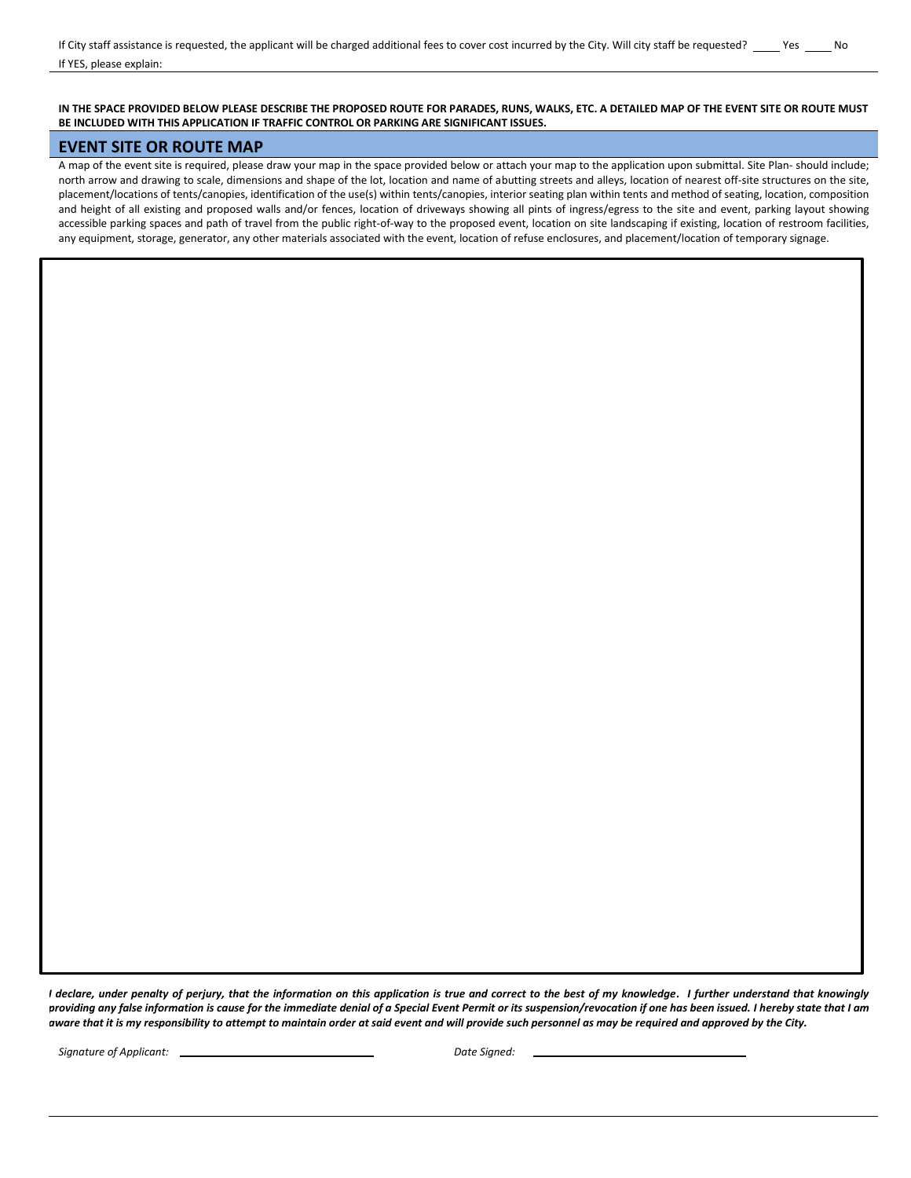If City staff assistance is requested, the applicant will be charged additional fees to cover cost incurred by the City. Will city staff be requested? ____ Yes ____ No

If YES, please explain:

**IN THE SPACE PROVIDED BELOW PLEASE DESCRIBE THE PROPOSED ROUTE FOR PARADES, RUNS, WALKS, ETC. A DETAILED MAP OF THE EVENT SITE OR ROUTE MUST BE INCLUDED WITH THIS APPLICATION IF TRAFFIC CONTROL OR PARKING ARE SIGNIFICANT ISSUES.**

## EVENT SITE OR ROUTE MAP

A map of the event site is required, please draw your map in the space provided below or attach your map to the application upon submittal. Site Plan- should include; north arrow and drawing to scale, dimensions and shape of the lot, location and name of abutting streets and alleys, location of nearest off-site structures on the site, placement/locations of tents/canopies, identification of the use(s) within tents/canopies, interior seating plan within tents and method of seating, location, composition and height of all existing and proposed walls and/or fences, location of driveways showing all pints of ingress/egress to the site and event, parking layout showing accessible parking spaces and path of travel from the public right-of-way to the proposed event, location on site landscaping if existing, location of restroom facilities, any equipment, storage, generator, any other materials associated with the event, location of refuse enclosures, and placement/location of temporary signage.

***I declare, under penalty of perjury, that the information on this application is true and correct to the best of my knowledge. I further understand that knowingly providing any false information is cause for the immediate denial of a Special Event Permit or its suspension/revocation if one has been issued. I hereby state that I am aware that it is my responsibility to attempt to maintain order at said event and will provide such personnel as may be required and approved by the City.***

*Signature of Applicant:* ______________________ *Date Signed:* ______________________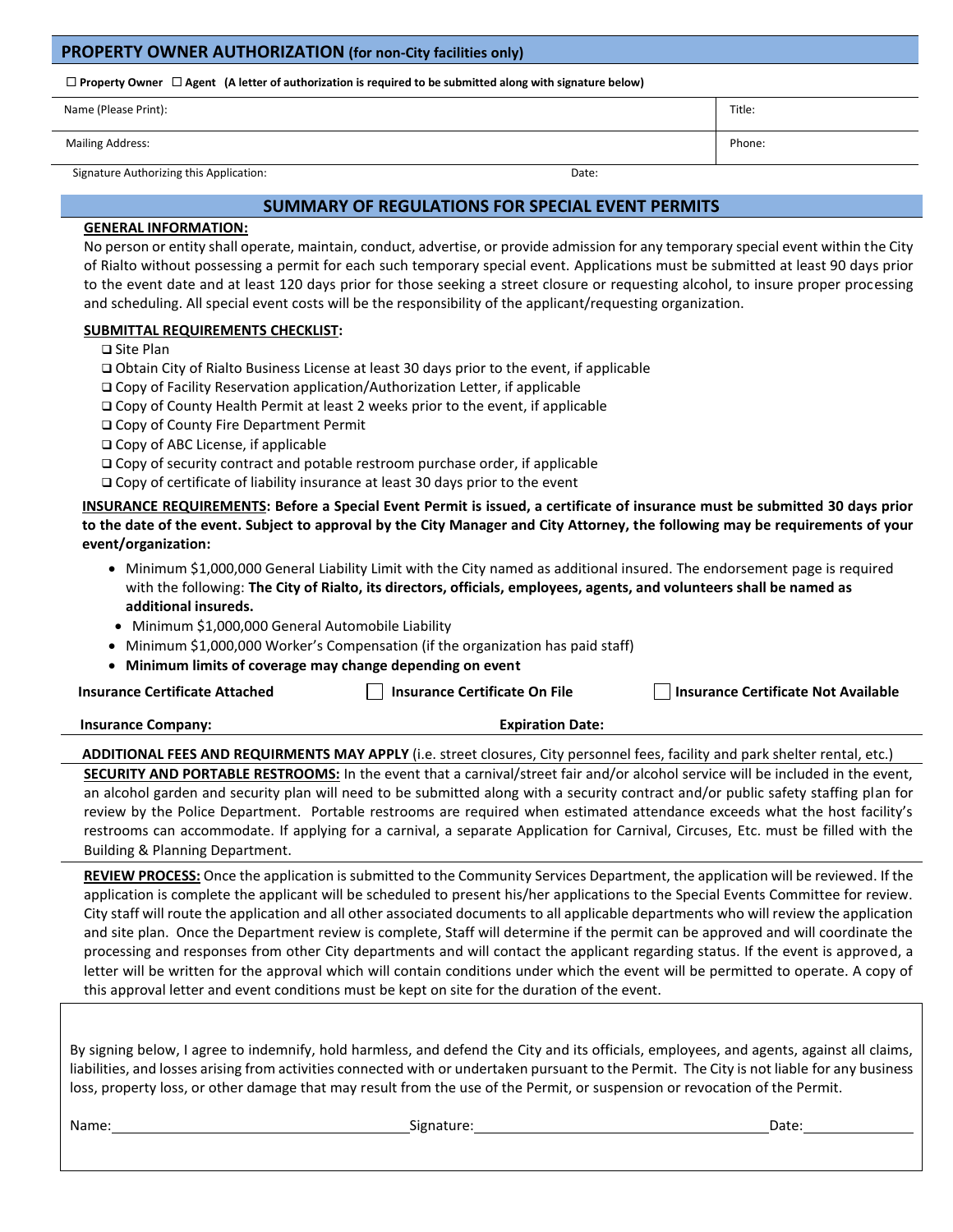## PROPERTY OWNER AUTHORIZATION (for non-City facilities only)

☐ **Property Owner** ☐ **Agent (A letter of authorization is required to be submitted along with signature below)**

| Name (Please Print): | Title: |
|---|---|
| Mailing Address: | Phone: |

Signature Authorizing this Application: Date:

## SUMMARY OF REGULATIONS FOR SPECIAL EVENT PERMITS

**GENERAL INFORMATION:**

No person or entity shall operate, maintain, conduct, advertise, or provide admission for any temporary special event within the City of Rialto without possessing a permit for each such temporary special event. Applications must be submitted at least 90 days prior to the event date and at least 120 days prior for those seeking a street closure or requesting alcohol, to insure proper processing and scheduling. All special event costs will be the responsibility of the applicant/requesting organization.

**SUBMITTAL REQUIREMENTS CHECKLIST:**

- ❑ Site Plan
- ❑ Obtain City of Rialto Business License at least 30 days prior to the event, if applicable
- ❑ Copy of Facility Reservation application/Authorization Letter, if applicable
- ❑ Copy of County Health Permit at least 2 weeks prior to the event, if applicable
- ❑ Copy of County Fire Department Permit
- ❑ Copy of ABC License, if applicable
- ❑ Copy of security contract and potable restroom purchase order, if applicable
- ❑ Copy of certificate of liability insurance at least 30 days prior to the event

**INSURANCE REQUIREMENTS: Before a Special Event Permit is issued, a certificate of insurance must be submitted 30 days prior to the date of the event. Subject to approval by the City Manager and City Attorney, the following may be requirements of your event/organization:**

- Minimum $1,000,000 General Liability Limit with the City named as additional insured. The endorsement page is required with the following: **The City of Rialto, its directors, officials, employees, agents, and volunteers shall be named as additional insureds.**
- Minimum $1,000,000 General Automobile Liability
- Minimum $1,000,000 Worker's Compensation (if the organization has paid staff)
- **Minimum limits of coverage may change depending on event**

**Insurance Certificate Attached** ☐ **Insurance Certificate On File** ☐ **Insurance Certificate Not Available**

**Insurance Company:** **Expiration Date:**

**ADDITIONAL FEES AND REQUIRMENTS MAY APPLY** (i.e. street closures, City personnel fees, facility and park shelter rental, etc.)

**SECURITY AND PORTABLE RESTROOMS:** In the event that a carnival/street fair and/or alcohol service will be included in the event, an alcohol garden and security plan will need to be submitted along with a security contract and/or public safety staffing plan for review by the Police Department. Portable restrooms are required when estimated attendance exceeds what the host facility's restrooms can accommodate. If applying for a carnival, a separate Application for Carnival, Circuses, Etc. must be filled with the Building & Planning Department.

**REVIEW PROCESS:** Once the application is submitted to the Community Services Department, the application will be reviewed. If the application is complete the applicant will be scheduled to present his/her applications to the Special Events Committee for review. City staff will route the application and all other associated documents to all applicable departments who will review the application and site plan. Once the Department review is complete, Staff will determine if the permit can be approved and will coordinate the processing and responses from other City departments and will contact the applicant regarding status. If the event is approved, a letter will be written for the approval which will contain conditions under which the event will be permitted to operate. A copy of this approval letter and event conditions must be kept on site for the duration of the event.

By signing below, I agree to indemnify, hold harmless, and defend the City and its officials, employees, and agents, against all claims, liabilities, and losses arising from activities connected with or undertaken pursuant to the Permit. The City is not liable for any business loss, property loss, or other damage that may result from the use of the Permit, or suspension or revocation of the Permit.

Name:\_\_\_\_\_\_\_\_\_\_\_\_\_\_\_\_\_\_\_\_ Signature:\_\_\_\_\_\_\_\_\_\_\_\_\_\_\_\_\_\_\_\_ Date:\_\_\_\_\_\_\_\_\_\_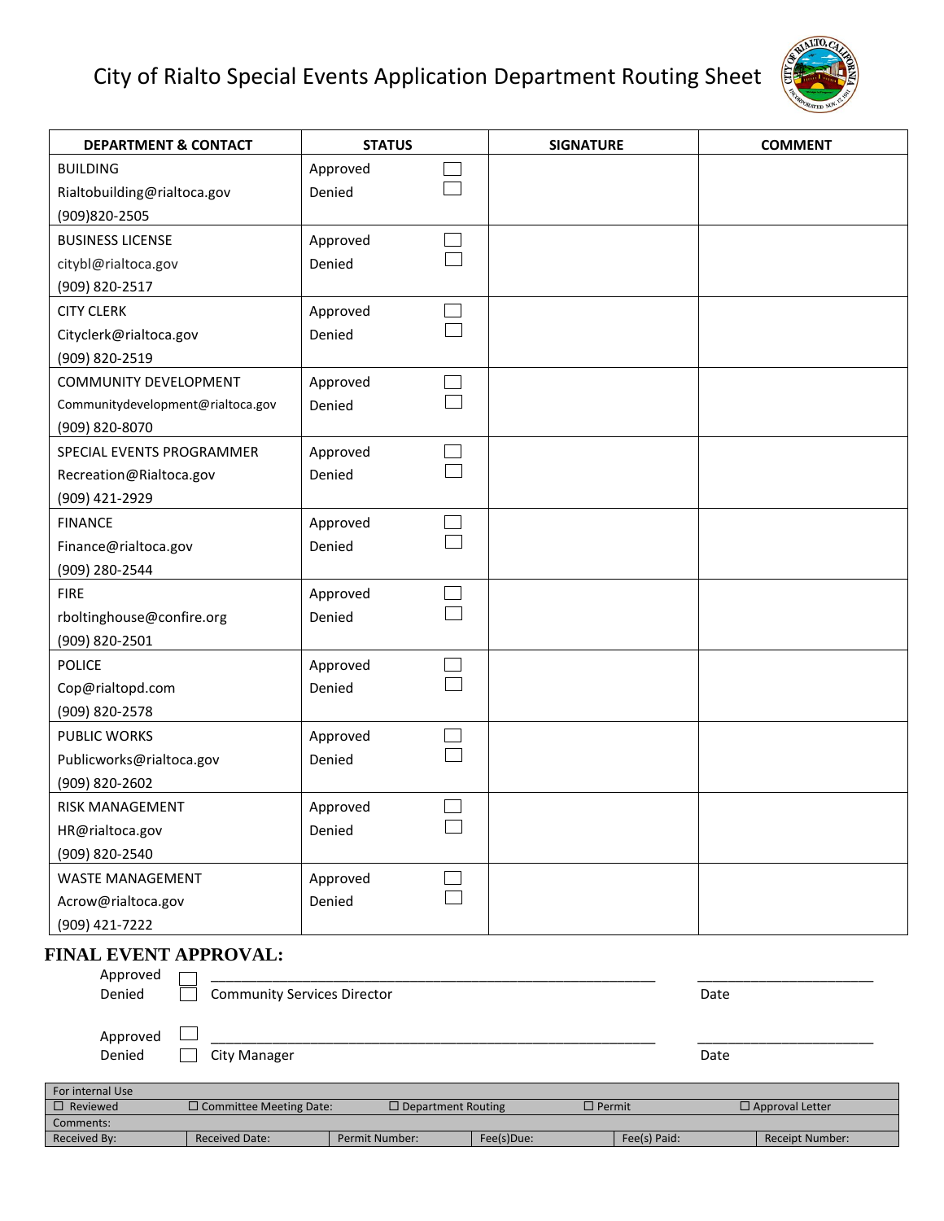# City of Rialto Special Events Application Department Routing Sheet

| DEPARTMENT & CONTACT | STATUS | SIGNATURE | COMMENT |
|---|---|---|---|
| BUILDING<br>Rialtobuilding@rialtoca.gov<br>(909)820-2505 | Approved ☐<br>Denied ☐ | | |
| BUSINESS LICENSE<br>citybl@rialtoca.gov<br>(909) 820-2517 | Approved ☐<br>Denied ☐ | | |
| CITY CLERK<br>Cityclerk@rialtoca.gov<br>(909) 820-2519 | Approved ☐<br>Denied ☐ | | |
| COMMUNITY DEVELOPMENT<br>Communitydevelopment@rialtoca.gov<br>(909) 820-8070 | Approved ☐<br>Denied ☐ | | |
| SPECIAL EVENTS PROGRAMMER<br>Recreation@Rialtoca.gov<br>(909) 421-2929 | Approved ☐<br>Denied ☐ | | |
| FINANCE<br>Finance@rialtoca.gov<br>(909) 280-2544 | Approved ☐<br>Denied ☐ | | |
| FIRE<br>rboltinghouse@confire.org<br>(909) 820-2501 | Approved ☐<br>Denied ☐ | | |
| POLICE<br>Cop@rialtopd.com<br>(909) 820-2578 | Approved ☐<br>Denied ☐ | | |
| PUBLIC WORKS<br>Publicworks@rialtoca.gov<br>(909) 820-2602 | Approved ☐<br>Denied ☐ | | |
| RISK MANAGEMENT<br>HR@rialtoca.gov<br>(909) 820-2540 | Approved ☐<br>Denied ☐ | | |
| WASTE MANAGEMENT<br>Acrow@rialtoca.gov<br>(909) 421-7222 | Approved ☐<br>Denied ☐ | | |

## FINAL EVENT APPROVAL:

Approved ☐
Denied ☐ ____________________________________________ Community Services Director ____________________ Date

Approved ☐
Denied ☐ ____________________________________________ City Manager ____________________ Date

| For internal Use | | | | | |
|---|---|---|---|---|---|
| ☐ Reviewed | ☐ Committee Meeting Date: | ☐ Department Routing | ☐ Permit | ☐ Approval Letter | |
| Comments: | | | | | |
| Received By: | Received Date: | Permit Number: | Fee(s)Due: | Fee(s) Paid: | Receipt Number: |